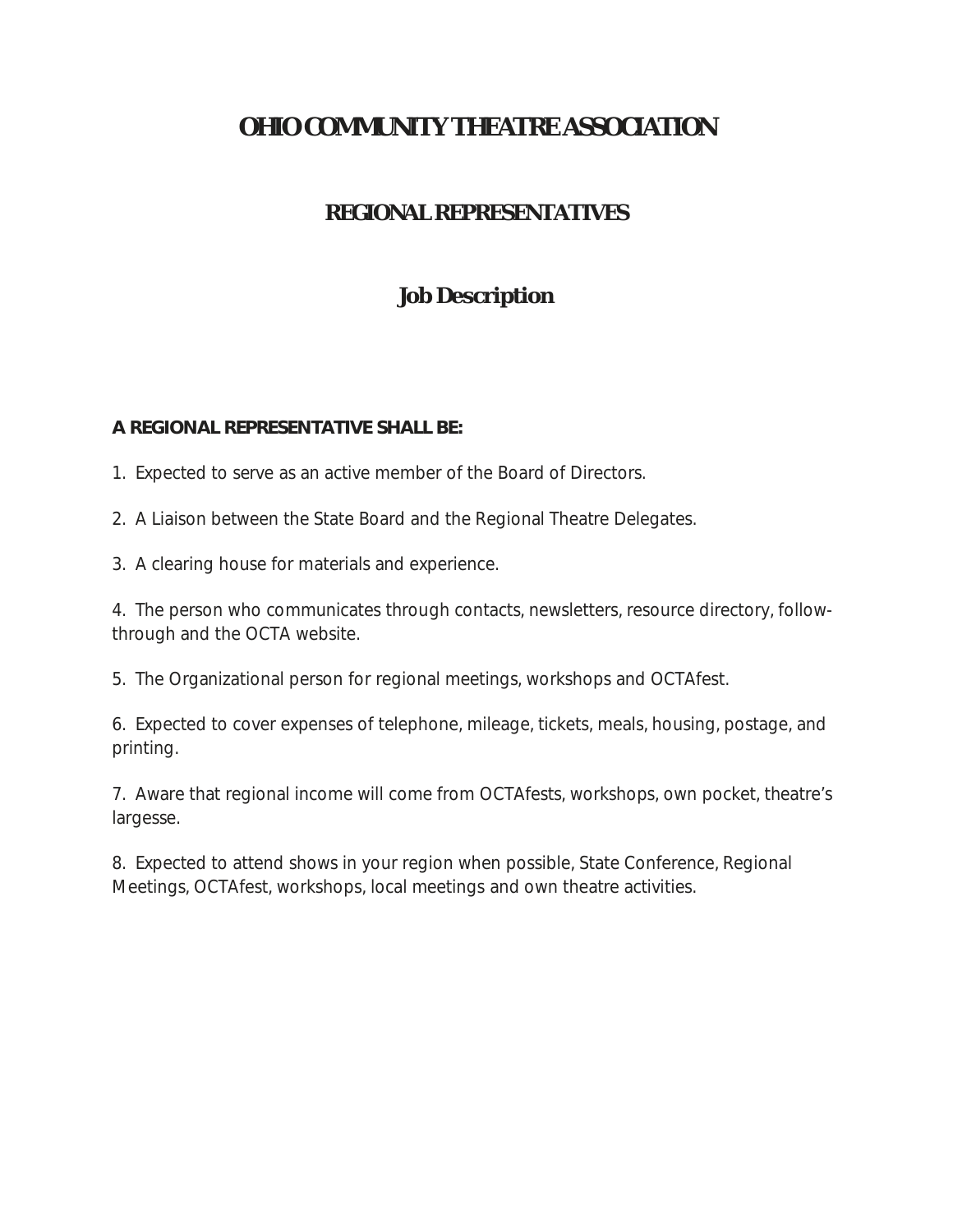# OHIO COMMUNITY THEATRE ASSOCIATION

## REGIONAL REPRESENTATIVES

## Job Description

**A REGIONAL REPRESENTATIVE SHALL BE:**

1. Expected to serve as an active member of the Board of Directors.

2. A Liaison between the State Board and the Regional Theatre Delegates.

3. A clearing house for materials and experience.

4. The person who communicates through contacts, newsletters, resource directory, follow-through and the OCTA website.

5. The Organizational person for regional meetings, workshops and OCTAfest.

6. Expected to cover expenses of telephone, mileage, tickets, meals, housing, postage, and printing.

7. Aware that regional income will come from OCTAfests, workshops, own pocket, theatre's largesse.

8. Expected to attend shows in your region when possible, State Conference, Regional Meetings, OCTAfest, workshops, local meetings and own theatre activities.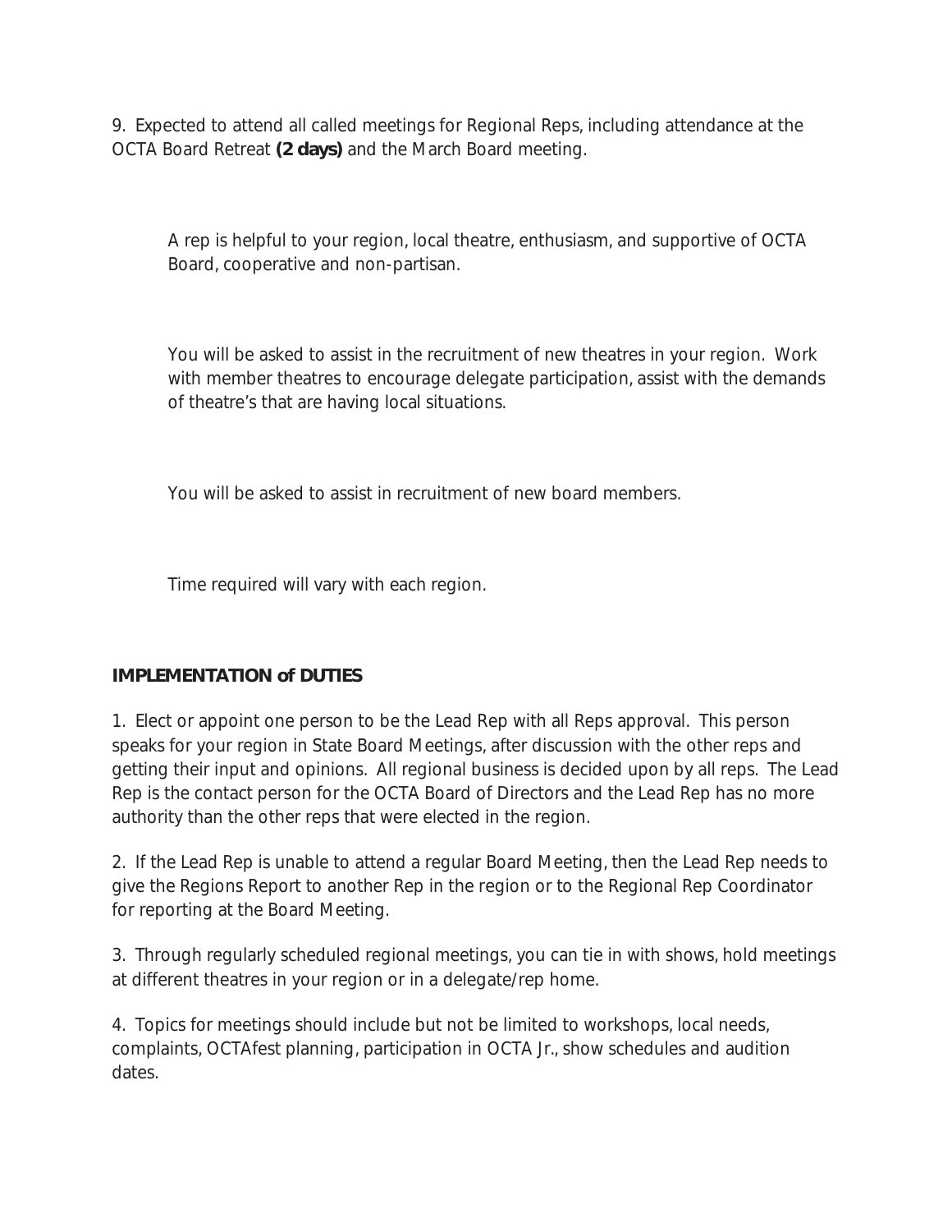9. Expected to attend all called meetings for Regional Reps, including attendance at the OCTA Board Retreat **(2 days)** and the March Board meeting.

A rep is helpful to your region, local theatre, enthusiasm, and supportive of OCTA Board, cooperative and non-partisan.

You will be asked to assist in the recruitment of new theatres in your region. Work with member theatres to encourage delegate participation, assist with the demands of theatre's that are having local situations.

You will be asked to assist in recruitment of new board members.

Time required will vary with each region.

**IMPLEMENTATION of DUTIES**

1. Elect or appoint one person to be the Lead Rep with all Reps approval. This person speaks for your region in State Board Meetings, after discussion with the other reps and getting their input and opinions. All regional business is decided upon by all reps. The Lead Rep is the contact person for the OCTA Board of Directors and the Lead Rep has no more authority than the other reps that were elected in the region.

2. If the Lead Rep is unable to attend a regular Board Meeting, then the Lead Rep needs to give the Regions Report to another Rep in the region or to the Regional Rep Coordinator for reporting at the Board Meeting.

3. Through regularly scheduled regional meetings, you can tie in with shows, hold meetings at different theatres in your region or in a delegate/rep home.

4. Topics for meetings should include but not be limited to workshops, local needs, complaints, OCTAfest planning, participation in OCTA Jr., show schedules and audition dates.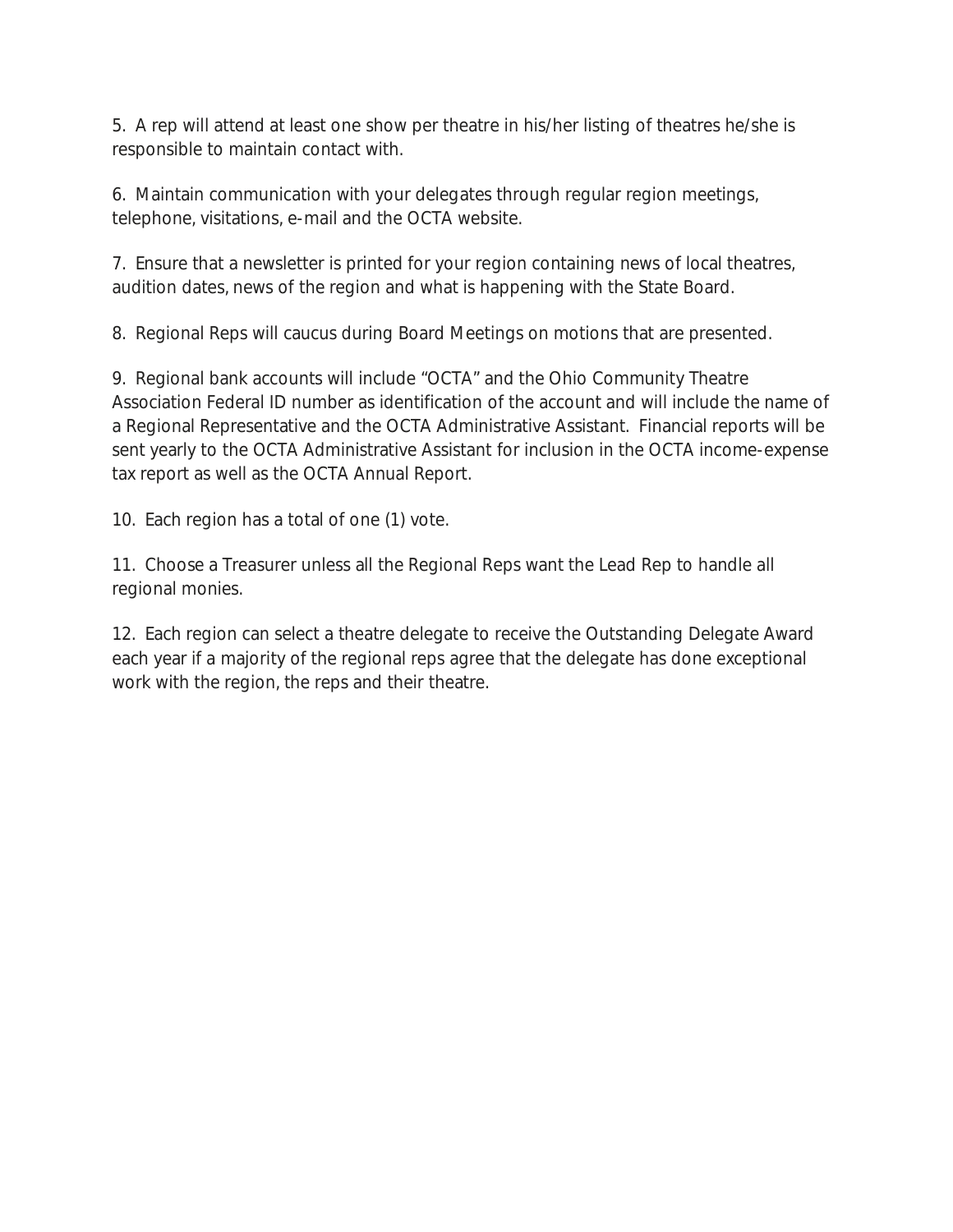5. A rep will attend at least one show per theatre in his/her listing of theatres he/she is responsible to maintain contact with.

6. Maintain communication with your delegates through regular region meetings, telephone, visitations, e-mail and the OCTA website.

7. Ensure that a newsletter is printed for your region containing news of local theatres, audition dates, news of the region and what is happening with the State Board.

8. Regional Reps will caucus during Board Meetings on motions that are presented.

9. Regional bank accounts will include “OCTA” and the Ohio Community Theatre Association Federal ID number as identification of the account and will include the name of a Regional Representative and the OCTA Administrative Assistant. Financial reports will be sent yearly to the OCTA Administrative Assistant for inclusion in the OCTA income-expense tax report as well as the OCTA Annual Report.

10. Each region has a total of one (1) vote.

11. Choose a Treasurer unless all the Regional Reps want the Lead Rep to handle all regional monies.

12. Each region can select a theatre delegate to receive the Outstanding Delegate Award each year if a majority of the regional reps agree that the delegate has done exceptional work with the region, the reps and their theatre.